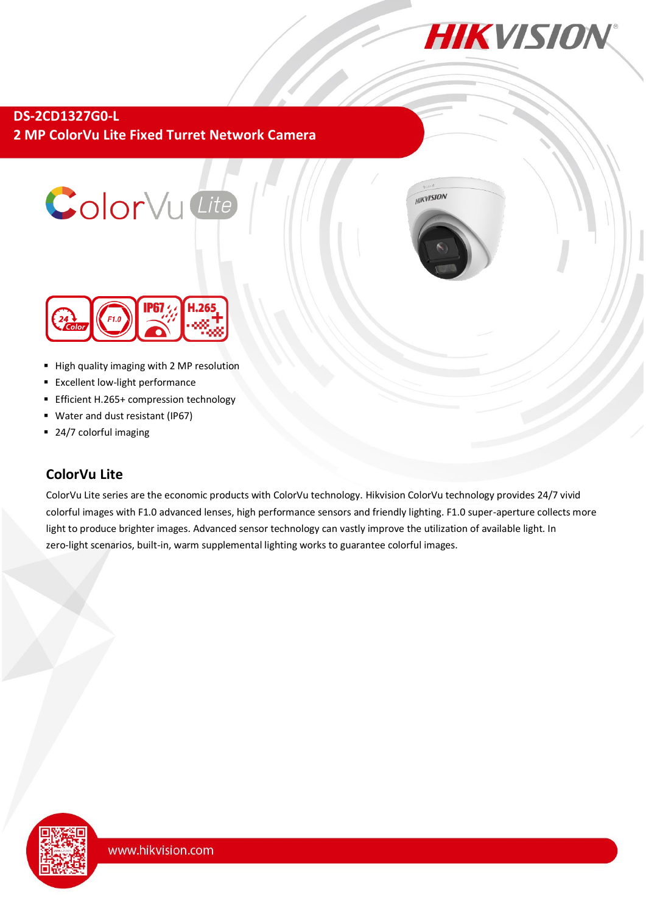# DS-2CD1327G0-L

## 2 MP ColorVu Lite Fixed Turret Network Camera

- High quality imaging with 2 MP resolution
- Excellent low-light performance
- Efficient H.265+ compression technology
- Water and dust resistant (IP67)
- 24/7 colorful imaging

## ColorVu Lite

ColorVu Lite series are the economic products with ColorVu technology. Hikvision ColorVu technology provides 24/7 vivid colorful images with F1.0 advanced lenses, high performance sensors and friendly lighting. F1.0 super-aperture collects more light to produce brighter images. Advanced sensor technology can vastly improve the utilization of available light. In zero-light scenarios, built-in, warm supplemental lighting works to guarantee colorful images.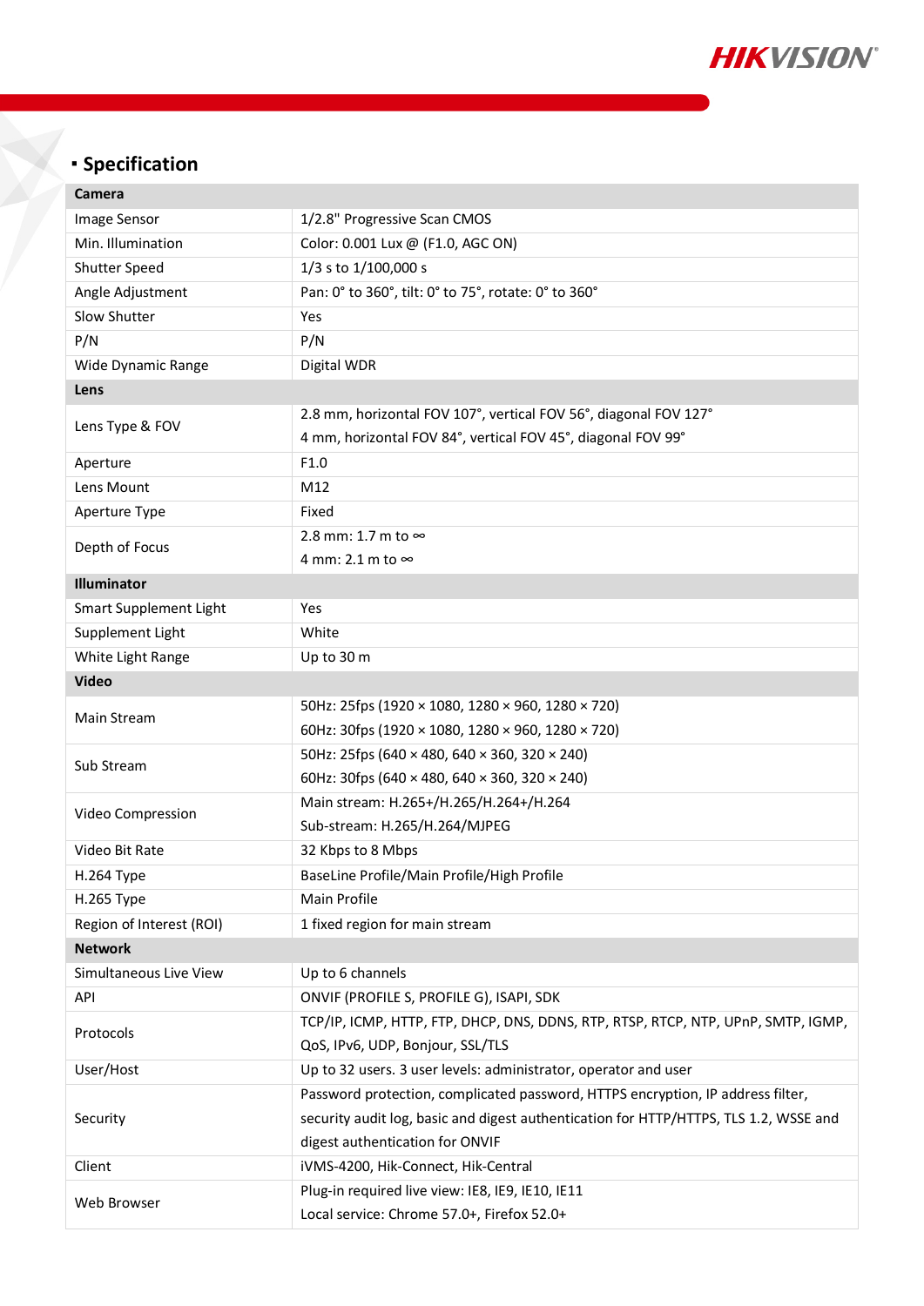## Specification

| Camera | |
|---|---|
| Image Sensor | 1/2.8" Progressive Scan CMOS |
| Min. Illumination | Color: 0.001 Lux @ (F1.0, AGC ON) |
| Shutter Speed | 1/3 s to 1/100,000 s |
| Angle Adjustment | Pan: 0° to 360°, tilt: 0° to 75°, rotate: 0° to 360° |
| Slow Shutter | Yes |
| P/N | P/N |
| Wide Dynamic Range | Digital WDR |
| **Lens** | |
| Lens Type & FOV | 2.8 mm, horizontal FOV 107°, vertical FOV 56°, diagonal FOV 127°<br>4 mm, horizontal FOV 84°, vertical FOV 45°, diagonal FOV 99° |
| Aperture | F1.0 |
| Lens Mount | M12 |
| Aperture Type | Fixed |
| Depth of Focus | 2.8 mm: 1.7 m to ∞<br>4 mm: 2.1 m to ∞ |
| **Illuminator** | |
| Smart Supplement Light | Yes |
| Supplement Light | White |
| White Light Range | Up to 30 m |
| **Video** | |
| Main Stream | 50Hz: 25fps (1920 × 1080, 1280 × 960, 1280 × 720)<br>60Hz: 30fps (1920 × 1080, 1280 × 960, 1280 × 720) |
| Sub Stream | 50Hz: 25fps (640 × 480, 640 × 360, 320 × 240)<br>60Hz: 30fps (640 × 480, 640 × 360, 320 × 240) |
| Video Compression | Main stream: H.265+/H.265/H.264+/H.264<br>Sub-stream: H.265/H.264/MJPEG |
| Video Bit Rate | 32 Kbps to 8 Mbps |
| H.264 Type | BaseLine Profile/Main Profile/High Profile |
| H.265 Type | Main Profile |
| Region of Interest (ROI) | 1 fixed region for main stream |
| **Network** | |
| Simultaneous Live View | Up to 6 channels |
| API | ONVIF (PROFILE S, PROFILE G), ISAPI, SDK |
| Protocols | TCP/IP, ICMP, HTTP, FTP, DHCP, DNS, DDNS, RTP, RTSP, RTCP, NTP, UPnP, SMTP, IGMP, QoS, IPv6, UDP, Bonjour, SSL/TLS |
| User/Host | Up to 32 users. 3 user levels: administrator, operator and user |
| Security | Password protection, complicated password, HTTPS encryption, IP address filter, security audit log, basic and digest authentication for HTTP/HTTPS, TLS 1.2, WSSE and digest authentication for ONVIF |
| Client | iVMS-4200, Hik-Connect, Hik-Central |
| Web Browser | Plug-in required live view: IE8, IE9, IE10, IE11<br>Local service: Chrome 57.0+, Firefox 52.0+ |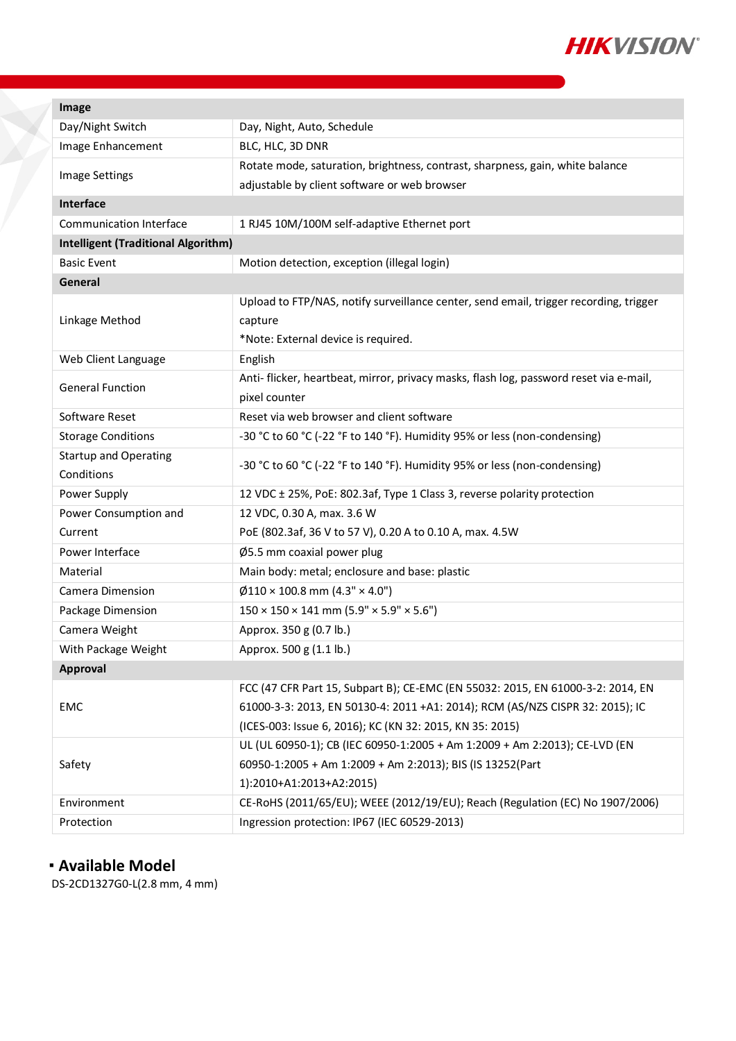| Image | |
|---|---|
| Day/Night Switch | Day, Night, Auto, Schedule |
| Image Enhancement | BLC, HLC, 3D DNR |
| Image Settings | Rotate mode, saturation, brightness, contrast, sharpness, gain, white balance adjustable by client software or web browser |
| **Interface** | |
| Communication Interface | 1 RJ45 10M/100M self-adaptive Ethernet port |
| **Intelligent (Traditional Algorithm)** | |
| Basic Event | Motion detection, exception (illegal login) |
| **General** | |
| Linkage Method | Upload to FTP/NAS, notify surveillance center, send email, trigger recording, trigger capture<br>*Note: External device is required. |
| Web Client Language | English |
| General Function | Anti- flicker, heartbeat, mirror, privacy masks, flash log, password reset via e-mail, pixel counter |
| Software Reset | Reset via web browser and client software |
| Storage Conditions | -30 °C to 60 °C (-22 °F to 140 °F). Humidity 95% or less (non-condensing) |
| Startup and Operating Conditions | -30 °C to 60 °C (-22 °F to 140 °F). Humidity 95% or less (non-condensing) |
| Power Supply | 12 VDC ± 25%, PoE: 802.3af, Type 1 Class 3, reverse polarity protection |
| Power Consumption and Current | 12 VDC, 0.30 A, max. 3.6 W<br>PoE (802.3af, 36 V to 57 V), 0.20 A to 0.10 A, max. 4.5W |
| Power Interface | Ø5.5 mm coaxial power plug |
| Material | Main body: metal; enclosure and base: plastic |
| Camera Dimension | Ø110 × 100.8 mm (4.3" × 4.0") |
| Package Dimension | 150 × 150 × 141 mm (5.9" × 5.9" × 5.6") |
| Camera Weight | Approx. 350 g (0.7 lb.) |
| With Package Weight | Approx. 500 g (1.1 lb.) |
| **Approval** | |
| EMC | FCC (47 CFR Part 15, Subpart B); CE-EMC (EN 55032: 2015, EN 61000-3-2: 2014, EN 61000-3-3: 2013, EN 50130-4: 2011 +A1: 2014); RCM (AS/NZS CISPR 32: 2015); IC (ICES-003: Issue 6, 2016); KC (KN 32: 2015, KN 35: 2015) |
| Safety | UL (UL 60950-1); CB (IEC 60950-1:2005 + Am 1:2009 + Am 2:2013); CE-LVD (EN 60950-1:2005 + Am 1:2009 + Am 2:2013); BIS (IS 13252(Part 1):2010+A1:2013+A2:2015) |
| Environment | CE-RoHS (2011/65/EU); WEEE (2012/19/EU); Reach (Regulation (EC) No 1907/2006) |
| Protection | Ingression protection: IP67 (IEC 60529-2013) |

## Available Model

DS-2CD1327G0-L(2.8 mm, 4 mm)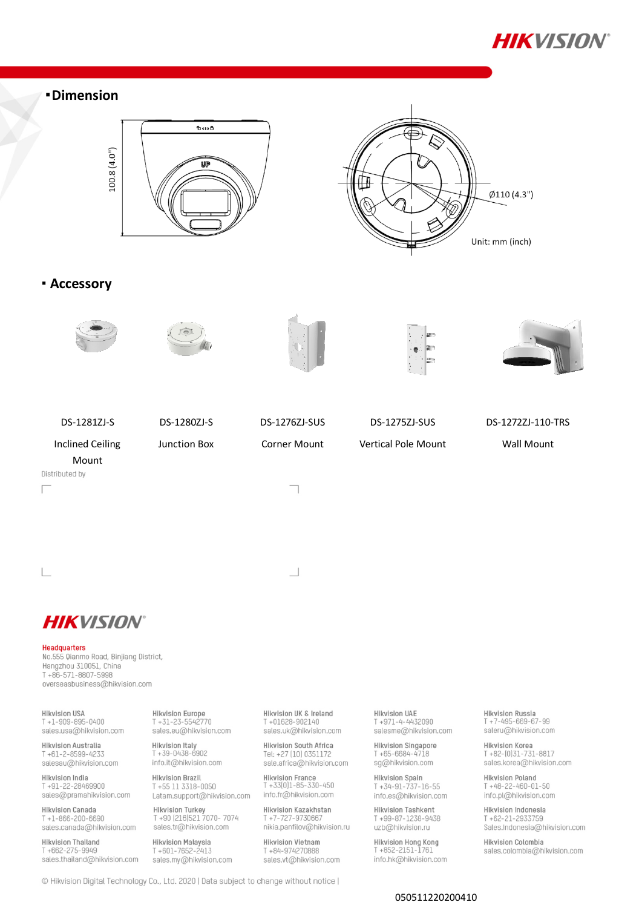## Dimension

100.8 (4.0")

Ø110 (4.3")

Unit: mm (inch)

## Accessory

| DS-1281ZJ-S | DS-1280ZJ-S | DS-1276ZJ-SUS | DS-1275ZJ-SUS | DS-1272ZJ-110-TRS |
|---|---|---|---|---|
| Inclined Ceiling Mount | Junction Box | Corner Mount | Vertical Pole Mount | Wall Mount |

Distributed by

**HIKVISION**

**Headquarters**
No.555 Qianmo Road, Binjiang District,
Hangzhou 310051, China
T +86-571-8807-5998
overseasbusiness@hikvision.com

**Hikvision USA**
T +1-909-895-0400
sales.usa@hikvision.com

**Hikvision Australia**
T +61-2-8599-4233
salesau@hikvision.com

**Hikvision India**
T +91-22-28469900
sales@pramahikvision.com

**Hikvision Canada**
T +1-866-200-6690
sales.canada@hikvision.com

**Hikvision Thailand**
T +662-275-9949
sales.thailand@hikvision.com

**Hikvision Europe**
T +31-23-5542770
sales.eu@hikvision.com

**Hikvision Italy**
T +39-0438-6902
info.it@hikvision.com

**Hikvision Brazil**
T +55 11 3318-0050
Latam.support@hikvision.com

**Hikvision Turkey**
T +90 (216)521 7070- 7074
sales.tr@hikvision.com

**Hikvision Malaysia**
T +601-7652-2413
sales.my@hikvision.com

**Hikvision UK & Ireland**
T +01628-902140
sales.uk@hikvision.com

**Hikvision South Africa**
Tel: +27 (10) 0351172
sale.africa@hikvision.com

**Hikvision France**
T +33(0)1-85-330-450
info.fr@hikvision.com

**Hikvision Kazakhstan**
T +7-727-9730667
nikia.panfilov@hikvision.ru

**Hikvision Vietnam**
T +84-974270888
sales.vt@hikvision.com

**Hikvision UAE**
T +971-4-4432090
salesme@hikvision.com

**Hikvision Singapore**
T +65-6684-4718
sg@hikvision.com

**Hikvision Spain**
T +34-91-737-16-55
info.es@hikvision.com

**Hikvision Tashkent**
T +99-87-1238-9438
uzb@hikvision.ru

**Hikvision Hong Kong**
T +852-2151-1761
info.hk@hikvision.com

**Hikvision Russia**
T +7-495-669-67-99
saleru@hikvision.com

**Hikvision Korea**
T +82-(0)31-731-8817
sales.korea@hikvision.com

**Hikvision Poland**
T +48-22-460-01-50
info.pl@hikvision.com

**Hikvision Indonesia**
T +62-21-2933759
Sales.Indonesia@hikvision.com

**Hikvision Colombia**
sales.colombia@hikvision.com

© Hikvision Digital Technology Co., Ltd. 2020 | Data subject to change without notice |

050511220200410